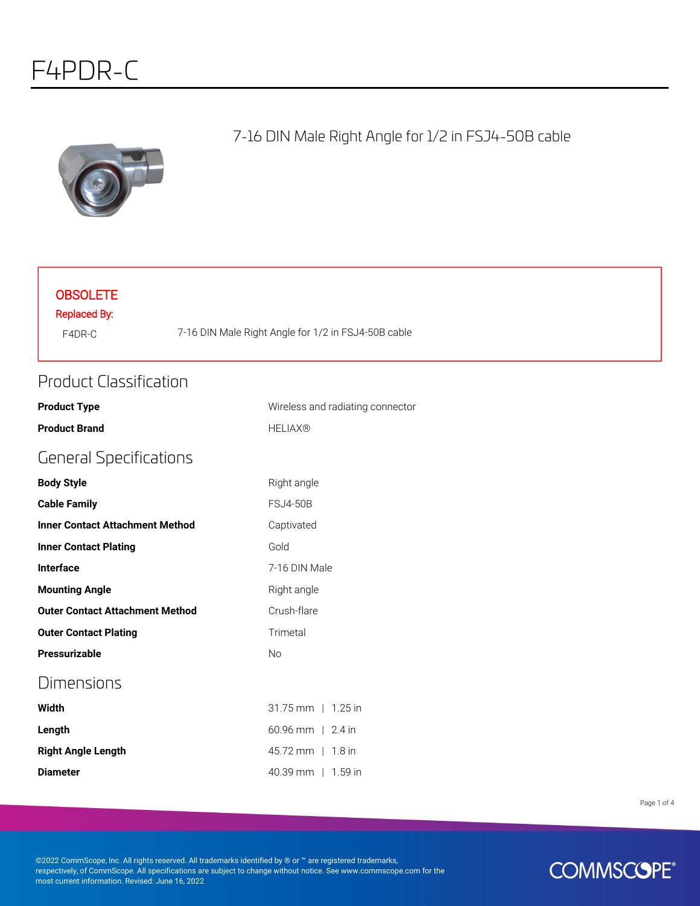# F4PDR-C

7-16 DIN Male Right Angle for 1/2 in FSJ4-50B cable

**OBSOLETE**

Replaced By:

| | |
|---|---|
| F4DR-C | 7-16 DIN Male Right Angle for 1/2 in FSJ4-50B cable |

## Product Classification

| | |
|---|---|
| **Product Type** | Wireless and radiating connector |
| **Product Brand** | HELIAX® |

## General Specifications

| | |
|---|---|
| **Body Style** | Right angle |
| **Cable Family** | FSJ4-50B |
| **Inner Contact Attachment Method** | Captivated |
| **Inner Contact Plating** | Gold |
| **Interface** | 7-16 DIN Male |
| **Mounting Angle** | Right angle |
| **Outer Contact Attachment Method** | Crush-flare |
| **Outer Contact Plating** | Trimetal |
| **Pressurizable** | No |

## Dimensions

| | |
|---|---|
| **Width** | 31.75 mm \| 1.25 in |
| **Length** | 60.96 mm \| 2.4 in |
| **Right Angle Length** | 45.72 mm \| 1.8 in |
| **Diameter** | 40.39 mm \| 1.59 in |

©2022 CommScope, Inc. All rights reserved. All trademarks identified by ® or ™ are registered trademarks, respectively, of CommScope. All specifications are subject to change without notice. See www.commscope.com for the most current information. Revised: June 16, 2022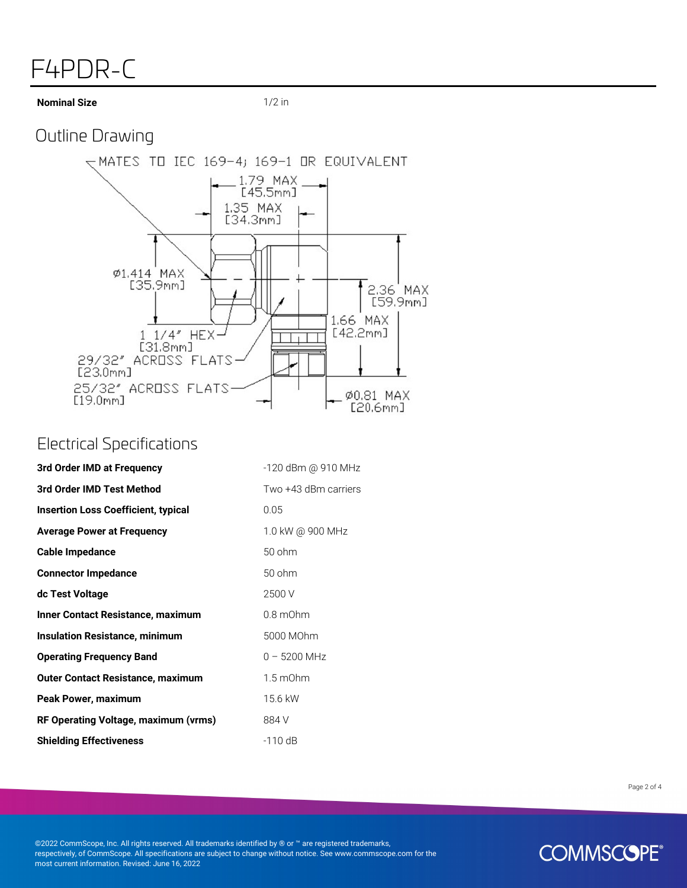# F4PDR-C

| | |
|---|---|
| **Nominal Size** | 1/2 in |

## Outline Drawing

MATES TO IEC 169-4; 169-1 OR EQUIVALENT

1.79 MAX [45.5mm]

1.35 MAX [34.3mm]

Ø1.414 MAX [35.9mm]

2.36 MAX [59.9mm]

1.66 MAX [42.2mm]

1 1/4" HEX [31.8mm]

29/32" ACROSS FLATS [23.0mm]

25/32" ACROSS FLATS [19.0mm]

Ø0.81 MAX [20.6mm]

## Electrical Specifications

| | |
|---|---|
| **3rd Order IMD at Frequency** | -120 dBm @ 910 MHz |
| **3rd Order IMD Test Method** | Two +43 dBm carriers |
| **Insertion Loss Coefficient, typical** | 0.05 |
| **Average Power at Frequency** | 1.0 kW @ 900 MHz |
| **Cable Impedance** | 50 ohm |
| **Connector Impedance** | 50 ohm |
| **dc Test Voltage** | 2500 V |
| **Inner Contact Resistance, maximum** | 0.8 mOhm |
| **Insulation Resistance, minimum** | 5000 MOhm |
| **Operating Frequency Band** | 0 – 5200 MHz |
| **Outer Contact Resistance, maximum** | 1.5 mOhm |
| **Peak Power, maximum** | 15.6 kW |
| **RF Operating Voltage, maximum (vrms)** | 884 V |
| **Shielding Effectiveness** | -110 dB |

©2022 CommScope, Inc. All rights reserved. All trademarks identified by ® or ™ are registered trademarks, respectively, of CommScope. All specifications are subject to change without notice. See www.commscope.com for the most current information. Revised: June 16, 2022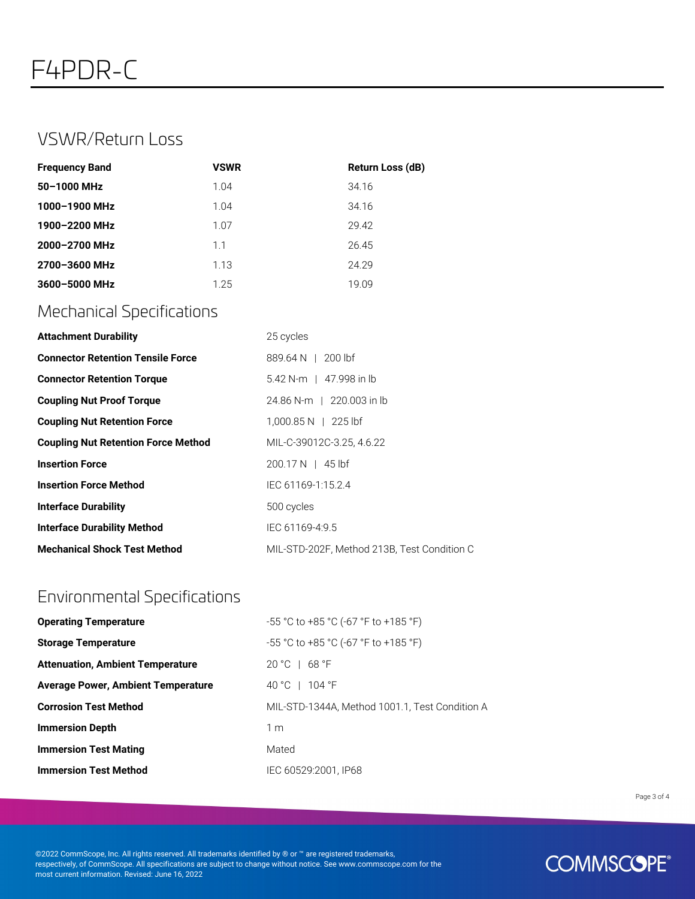# F4PDR-C

## VSWR/Return Loss

| Frequency Band | VSWR | Return Loss (dB) |
|---|---|---|
| 50–1000 MHz | 1.04 | 34.16 |
| 1000–1900 MHz | 1.04 | 34.16 |
| 1900–2200 MHz | 1.07 | 29.42 |
| 2000–2700 MHz | 1.1 | 26.45 |
| 2700–3600 MHz | 1.13 | 24.29 |
| 3600–5000 MHz | 1.25 | 19.09 |

## Mechanical Specifications

| | |
|---|---|
| **Attachment Durability** | 25 cycles |
| **Connector Retention Tensile Force** | 889.64 N \| 200 lbf |
| **Connector Retention Torque** | 5.42 N-m \| 47.998 in lb |
| **Coupling Nut Proof Torque** | 24.86 N-m \| 220.003 in lb |
| **Coupling Nut Retention Force** | 1,000.85 N \| 225 lbf |
| **Coupling Nut Retention Force Method** | MIL-C-39012C-3.25, 4.6.22 |
| **Insertion Force** | 200.17 N \| 45 lbf |
| **Insertion Force Method** | IEC 61169-1:15.2.4 |
| **Interface Durability** | 500 cycles |
| **Interface Durability Method** | IEC 61169-4:9.5 |
| **Mechanical Shock Test Method** | MIL-STD-202F, Method 213B, Test Condition C |

## Environmental Specifications

| | |
|---|---|
| **Operating Temperature** | -55 °C to +85 °C (-67 °F to +185 °F) |
| **Storage Temperature** | -55 °C to +85 °C (-67 °F to +185 °F) |
| **Attenuation, Ambient Temperature** | 20 °C \| 68 °F |
| **Average Power, Ambient Temperature** | 40 °C \| 104 °F |
| **Corrosion Test Method** | MIL-STD-1344A, Method 1001.1, Test Condition A |
| **Immersion Depth** | 1 m |
| **Immersion Test Mating** | Mated |
| **Immersion Test Method** | IEC 60529:2001, IP68 |

©2022 CommScope, Inc. All rights reserved. All trademarks identified by ® or ™ are registered trademarks, respectively, of CommScope. All specifications are subject to change without notice. See www.commscope.com for the most current information. Revised: June 16, 2022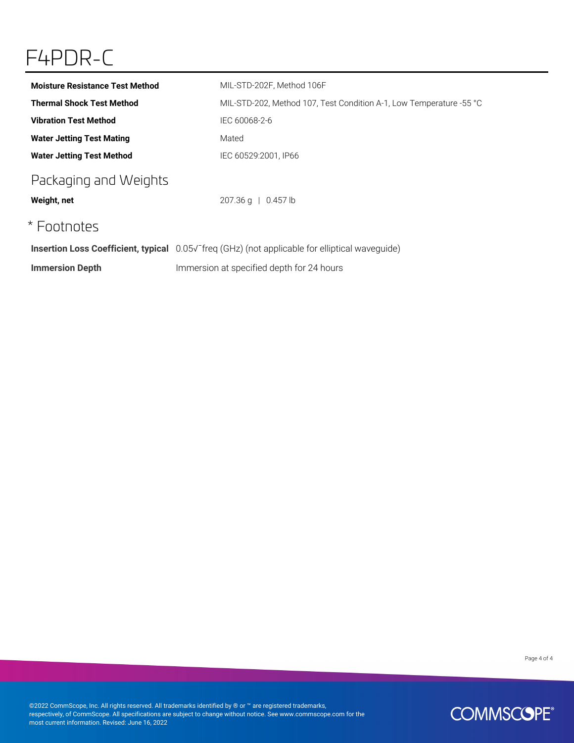# F4PDR-C

| | |
|---|---|
| **Moisture Resistance Test Method** | MIL-STD-202F, Method 106F |
| **Thermal Shock Test Method** | MIL-STD-202, Method 107, Test Condition A-1, Low Temperature -55 °C |
| **Vibration Test Method** | IEC 60068-2-6 |
| **Water Jetting Test Mating** | Mated |
| **Water Jetting Test Method** | IEC 60529:2001, IP66 |

## Packaging and Weights

| | |
|---|---|
| **Weight, net** | 207.36 g \| 0.457 lb |

## * Footnotes

| | |
|---|---|
| **Insertion Loss Coefficient, typical** | 0.05√¯freq (GHz) (not applicable for elliptical waveguide) |
| **Immersion Depth** | Immersion at specified depth for 24 hours |

©2022 CommScope, Inc. All rights reserved. All trademarks identified by ® or ™ are registered trademarks, respectively, of CommScope. All specifications are subject to change without notice. See www.commscope.com for the most current information. Revised: June 16, 2022